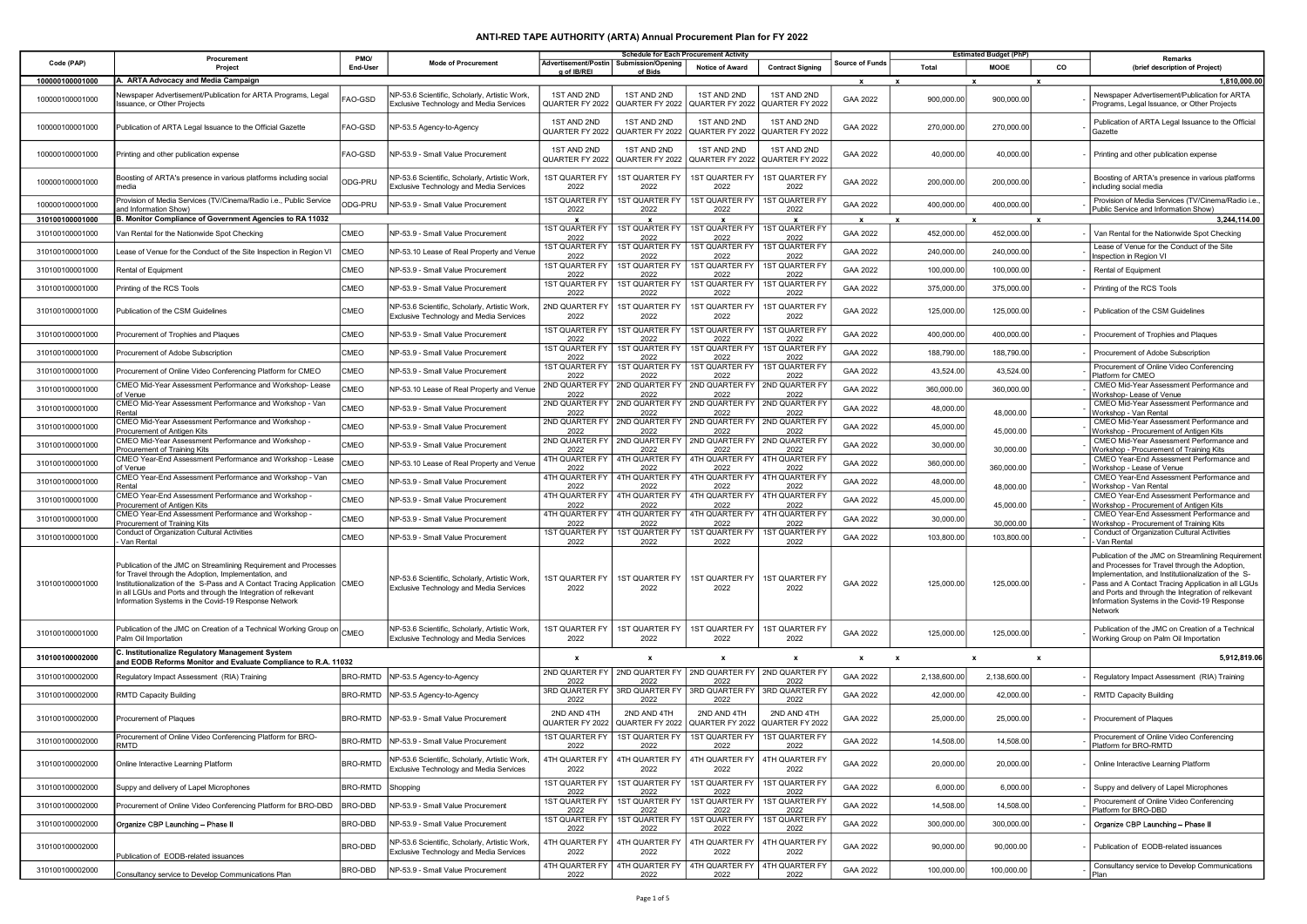# ANTI-RED TAPE AUTHORITY (ARTA) Annual Procurement Plan for FY 2022

| Code (PAP) | Procurement Project | PMO/ End-User | Mode of Procurement | Schedule for Each Procurement Activity | | | | Source of Funds | Estimated Budget (PhP) | | | Remarks (brief description of Project) |
|---|---|---|---|---|---|---|---|---|---|---|---|---|
| | | | | Advertisement/Posting of IB/REI | Submission/Opening of Bids | Notice of Award | Contract Signing | | Total | MOOE | CO | |
| 100000100001000 | A. ARTA Advocacy and Media Campaign | | | | | | | x | x | x | x | 1,810,000.00 |
| 100000100001000 | Newspaper Advertisement/Publication for ARTA Programs, Legal Issuance, or Other Projects | FAO-GSD | NP-53.6 Scientific, Scholarly, Artistic Work, Exclusive Technology and Media Services | 1ST AND 2ND QUARTER FY 2022 | 1ST AND 2ND QUARTER FY 2022 | 1ST AND 2ND QUARTER FY 2022 | 1ST AND 2ND QUARTER FY 2022 | GAA 2022 | 900,000.00 | 900,000.00 | - | Newspaper Advertisement/Publication for ARTA Programs, Legal Issuance, or Other Projects |
| 100000100001000 | Publication of ARTA Legal Issuance to the Official Gazette | FAO-GSD | NP-53.5 Agency-to-Agency | 1ST AND 2ND QUARTER FY 2022 | 1ST AND 2ND QUARTER FY 2022 | 1ST AND 2ND QUARTER FY 2022 | 1ST AND 2ND QUARTER FY 2022 | GAA 2022 | 270,000.00 | 270,000.00 | - | Publication of ARTA Legal Issuance to the Official Gazette |
| 100000100001000 | Printing and other publication expense | FAO-GSD | NP-53.9 - Small Value Procurement | 1ST AND 2ND QUARTER FY 2022 | 1ST AND 2ND QUARTER FY 2022 | 1ST AND 2ND QUARTER FY 2022 | 1ST AND 2ND QUARTER FY 2022 | GAA 2022 | 40,000.00 | 40,000.00 | - | Printing and other publication expense |
| 100000100001000 | Boosting of ARTA's presence in various platforms including social media | ODG-PRU | NP-53.6 Scientific, Scholarly, Artistic Work, Exclusive Technology and Media Services | 1ST QUARTER FY 2022 | 1ST QUARTER FY 2022 | 1ST QUARTER FY 2022 | 1ST QUARTER FY 2022 | GAA 2022 | 200,000.00 | 200,000.00 | - | Boosting of ARTA's presence in various platforms including social media |
| 100000100001000 | Provision of Media Services (TV/Cinema/Radio i.e., Public Service and Information Show) | ODG-PRU | NP-53.9 - Small Value Procurement | 1ST QUARTER FY 2022 | 1ST QUARTER FY 2022 | 1ST QUARTER FY 2022 | 1ST QUARTER FY 2022 | GAA 2022 | 400,000.00 | 400,000.00 | - | Provision of Media Services (TV/Cinema/Radio i.e., Public Service and Information Show) |
| 310100100001000 | B. Monitor Compliance of Government Agencies to RA 11032 | | | x | x | x | x | x | x | x | x | 3,244,114.00 |
| 310100100001000 | Van Rental for the Nationwide Spot Checking | CMEO | NP-53.9 - Small Value Procurement | 1ST QUARTER FY 2022 | 1ST QUARTER FY 2022 | 1ST QUARTER FY 2022 | 1ST QUARTER FY 2022 | GAA 2022 | 452,000.00 | 452,000.00 | - | Van Rental for the Nationwide Spot Checking |
| 310100100001000 | Lease of Venue for the Conduct of the Site Inspection in Region VI | CMEO | NP-53.10 Lease of Real Property and Venue | 1ST QUARTER FY 2022 | 1ST QUARTER FY 2022 | 1ST QUARTER FY 2022 | 1ST QUARTER FY 2022 | GAA 2022 | 240,000.00 | 240,000.00 | - | Lease of Venue for the Conduct of the Site Inspection in Region VI |
| 310100100001000 | Rental of Equipment | CMEO | NP-53.9 - Small Value Procurement | 1ST QUARTER FY 2022 | 1ST QUARTER FY 2022 | 1ST QUARTER FY 2022 | 1ST QUARTER FY 2022 | GAA 2022 | 100,000.00 | 100,000.00 | - | Rental of Equipment |
| 310100100001000 | Printing of the RCS Tools | CMEO | NP-53.9 - Small Value Procurement | 1ST QUARTER FY 2022 | 1ST QUARTER FY 2022 | 1ST QUARTER FY 2022 | 1ST QUARTER FY 2022 | GAA 2022 | 375,000.00 | 375,000.00 | - | Printing of the RCS Tools |
| 310100100001000 | Publication of the CSM Guidelines | CMEO | NP-53.6 Scientific, Scholarly, Artistic Work, Exclusive Technology and Media Services | 2ND QUARTER FY 2022 | 1ST QUARTER FY 2022 | 1ST QUARTER FY 2022 | 1ST QUARTER FY 2022 | GAA 2022 | 125,000.00 | 125,000.00 | - | Publication of the CSM Guidelines |
| 310100100001000 | Procurement of Trophies and Plaques | CMEO | NP-53.9 - Small Value Procurement | 1ST QUARTER FY 2022 | 1ST QUARTER FY 2022 | 1ST QUARTER FY 2022 | 1ST QUARTER FY 2022 | GAA 2022 | 400,000.00 | 400,000.00 | - | Procurement of Trophies and Plaques |
| 310100100001000 | Procurement of Adobe Subscription | CMEO | NP-53.9 - Small Value Procurement | 1ST QUARTER FY 2022 | 1ST QUARTER FY 2022 | 1ST QUARTER FY 2022 | 1ST QUARTER FY 2022 | GAA 2022 | 188,790.00 | 188,790.00 | - | Procurement of Adobe Subscription |
| 310100100001000 | Procurement of Online Video Conferencing Platform for CMEO | CMEO | NP-53.9 - Small Value Procurement | 1ST QUARTER FY 2022 | 1ST QUARTER FY 2022 | 1ST QUARTER FY 2022 | 1ST QUARTER FY 2022 | GAA 2022 | 43,524.00 | 43,524.00 | - | Procurement of Online Video Conferencing Platform for CMEO |
| 310100100001000 | CMEO Mid-Year Assessment Performance and Workshop- Lease of Venue | CMEO | NP-53.10 Lease of Real Property and Venue | 2ND QUARTER FY 2022 | 2ND QUARTER FY 2022 | 2ND QUARTER FY 2022 | 2ND QUARTER FY 2022 | GAA 2022 | 360,000.00 | 360,000.00 | - | CMEO Mid-Year Assessment Performance and Workshop- Lease of Venue |
| 310100100001000 | CMEO Mid-Year Assessment Performance and Workshop - Van Rental | CMEO | NP-53.9 - Small Value Procurement | 2ND QUARTER FY 2022 | 2ND QUARTER FY 2022 | 2ND QUARTER FY 2022 | 2ND QUARTER FY 2022 | GAA 2022 | 48,000.00 | 48,000.00 | - | CMEO Mid-Year Assessment Performance and Workshop - Van Rental |
| 310100100001000 | CMEO Mid-Year Assessment Performance and Workshop - Procurement of Antigen Kits | CMEO | NP-53.9 - Small Value Procurement | 2ND QUARTER FY 2022 | 2ND QUARTER FY 2022 | 2ND QUARTER FY 2022 | 2ND QUARTER FY 2022 | GAA 2022 | 45,000.00 | 45,000.00 | - | CMEO Mid-Year Assessment Performance and Workshop - Procurement of Antigen Kits |
| 310100100001000 | CMEO Mid-Year Assessment Performance and Workshop - Procurement of Training Kits | CMEO | NP-53.9 - Small Value Procurement | 2ND QUARTER FY 2022 | 2ND QUARTER FY 2022 | 2ND QUARTER FY 2022 | 2ND QUARTER FY 2022 | GAA 2022 | 30,000.00 | 30,000.00 | - | CMEO Mid-Year Assessment Performance and Workshop - Procurement of Training Kits |
| 310100100001000 | CMEO Year-End Assessment Performance and Workshop - Lease of Venue | CMEO | NP-53.10 Lease of Real Property and Venue | 4TH QUARTER FY 2022 | 4TH QUARTER FY 2022 | 4TH QUARTER FY 2022 | 4TH QUARTER FY 2022 | GAA 2022 | 360,000.00 | 360,000.00 | - | CMEO Year-End Assessment Performance and Workshop - Lease of Venue |
| 310100100001000 | CMEO Year-End Assessment Performance and Workshop - Van Rental | CMEO | NP-53.9 - Small Value Procurement | 4TH QUARTER FY 2022 | 4TH QUARTER FY 2022 | 4TH QUARTER FY 2022 | 4TH QUARTER FY 2022 | GAA 2022 | 48,000.00 | 48,000.00 | - | CMEO Year-End Assessment Performance and Workshop - Van Rental |
| 310100100001000 | CMEO Year-End Assessment Performance and Workshop - Procurement of Antigen Kits | CMEO | NP-53.9 - Small Value Procurement | 4TH QUARTER FY 2022 | 4TH QUARTER FY 2022 | 4TH QUARTER FY 2022 | 4TH QUARTER FY 2022 | GAA 2022 | 45,000.00 | 45,000.00 | - | CMEO Year-End Assessment Performance and Workshop - Procurement of Antigen Kits |
| 310100100001000 | CMEO Year-End Assessment Performance and Workshop - Procurement of Training Kits | CMEO | NP-53.9 - Small Value Procurement | 4TH QUARTER FY 2022 | 4TH QUARTER FY 2022 | 4TH QUARTER FY 2022 | 4TH QUARTER FY 2022 | GAA 2022 | 30,000.00 | 30,000.00 | - | CMEO Year-End Assessment Performance and Workshop - Procurement of Training Kits |
| 310100100001000 | Conduct of Organization Cultural Activities - Van Rental | CMEO | NP-53.9 - Small Value Procurement | 1ST QUARTER FY 2022 | 1ST QUARTER FY 2022 | 1ST QUARTER FY 2022 | 1ST QUARTER FY 2022 | GAA 2022 | 103,800.00 | 103,800.00 | - | Conduct of Organization Cultural Activities - Van Rental |
| 310100100001000 | Publication of the JMC on Streamlining Requirement and Processes for Travel through the Adoption, Implementation, and Institutionalization of the S-Pass and A Contact Tracing Application in all LGUs and Ports and through the Integration of relkevant Information Systems in the Covid-19 Response Network | CMEO | NP-53.6 Scientific, Scholarly, Artistic Work, Exclusive Technology and Media Services | 1ST QUARTER FY 2022 | 1ST QUARTER FY 2022 | 1ST QUARTER FY 2022 | 1ST QUARTER FY 2022 | GAA 2022 | 125,000.00 | 125,000.00 | - | Publication of the JMC on Streamlining Requirement and Processes for Travel through the Adoption, Implementation, and Institutionalization of the S-Pass and A Contact Tracing Application in all LGUs and Ports and through the Integration of relkevant Information Systems in the Covid-19 Response Network |
| 310100100001000 | Publication of the JMC on Creation of a Technical Working Group on Palm Oil Importation | CMEO | NP-53.6 Scientific, Scholarly, Artistic Work, Exclusive Technology and Media Services | 1ST QUARTER FY 2022 | 1ST QUARTER FY 2022 | 1ST QUARTER FY 2022 | 1ST QUARTER FY 2022 | GAA 2022 | 125,000.00 | 125,000.00 | - | Publication of the JMC on Creation of a Technical Working Group on Palm Oil Importation |
| 310100100002000 | C. Institutionalize Regulatory Management System and EODB Reforms Monitor and Evaluate Compliance to R.A. 11032 | | | x | x | x | x | x | x | x | x | 5,912,819.06 |
| 310100100002000 | Regulatory Impact Assessment (RIA) Training | BRO-RMTD | NP-53.5 Agency-to-Agency | 2ND QUARTER FY 2022 | 2ND QUARTER FY 2022 | 2ND QUARTER FY 2022 | 2ND QUARTER FY 2022 | GAA 2022 | 2,138,600.00 | 2,138,600.00 | - | Regulatory Impact Assessment (RIA) Training |
| 310100100002000 | RMTD Capacity Building | BRO-RMTD | NP-53.5 Agency-to-Agency | 3RD QUARTER FY 2022 | 3RD QUARTER FY 2022 | 3RD QUARTER FY 2022 | 3RD QUARTER FY 2022 | GAA 2022 | 42,000.00 | 42,000.00 | - | RMTD Capacity Building |
| 310100100002000 | Procurement of Plaques | BRO-RMTD | NP-53.9 - Small Value Procurement | 2ND AND 4TH QUARTER FY 2022 | 2ND AND 4TH QUARTER FY 2022 | 2ND AND 4TH QUARTER FY 2022 | 2ND AND 4TH QUARTER FY 2022 | GAA 2022 | 25,000.00 | 25,000.00 | - | Procurement of Plaques |
| 310100100002000 | Procurement of Online Video Conferencing Platform for BRO-RMTD | BRO-RMTD | NP-53.9 - Small Value Procurement | 1ST QUARTER FY 2022 | 1ST QUARTER FY 2022 | 1ST QUARTER FY 2022 | 1ST QUARTER FY 2022 | GAA 2022 | 14,508.00 | 14,508.00 | - | Procurement of Online Video Conferencing Platform for BRO-RMTD |
| 310100100002000 | Online Interactive Learning Platform | BRO-RMTD | NP-53.6 Scientific, Scholarly, Artistic Work, Exclusive Technology and Media Services | 4TH QUARTER FY 2022 | 4TH QUARTER FY 2022 | 4TH QUARTER FY 2022 | 4TH QUARTER FY 2022 | GAA 2022 | 20,000.00 | 20,000.00 | - | Online Interactive Learning Platform |
| 310100100002000 | Suppy and delivery of Lapel Microphones | BRO-RMTD | Shopping | 1ST QUARTER FY 2022 | 1ST QUARTER FY 2022 | 1ST QUARTER FY 2022 | 1ST QUARTER FY 2022 | GAA 2022 | 6,000.00 | 6,000.00 | - | Suppy and delivery of Lapel Microphones |
| 310100100002000 | Procurement of Online Video Conferencing Platform for BRO-DBD | BRO-DBD | NP-53.9 - Small Value Procurement | 1ST QUARTER FY 2022 | 1ST QUARTER FY 2022 | 1ST QUARTER FY 2022 | 1ST QUARTER FY 2022 | GAA 2022 | 14,508.00 | 14,508.00 | - | Procurement of Online Video Conferencing Platform for BRO-DBD |
| 310100100002000 | Organize CBP Launching – Phase II | BRO-DBD | NP-53.9 - Small Value Procurement | 1ST QUARTER FY 2022 | 1ST QUARTER FY 2022 | 1ST QUARTER FY 2022 | 1ST QUARTER FY 2022 | GAA 2022 | 300,000.00 | 300,000.00 | - | Organize CBP Launching – Phase II |
| 310100100002000 | Publication of EODB-related issuances | BRO-DBD | NP-53.6 Scientific, Scholarly, Artistic Work, Exclusive Technology and Media Services | 4TH QUARTER FY 2022 | 4TH QUARTER FY 2022 | 4TH QUARTER FY 2022 | 4TH QUARTER FY 2022 | GAA 2022 | 90,000.00 | 90,000.00 | - | Publication of EODB-related issuances |
| 310100100002000 | Consultancy service to Develop Communications Plan | BRO-DBD | NP-53.9 - Small Value Procurement | 4TH QUARTER FY 2022 | 4TH QUARTER FY 2022 | 4TH QUARTER FY 2022 | 4TH QUARTER FY 2022 | GAA 2022 | 100,000.00 | 100,000.00 | - | Consultancy service to Develop Communications Plan |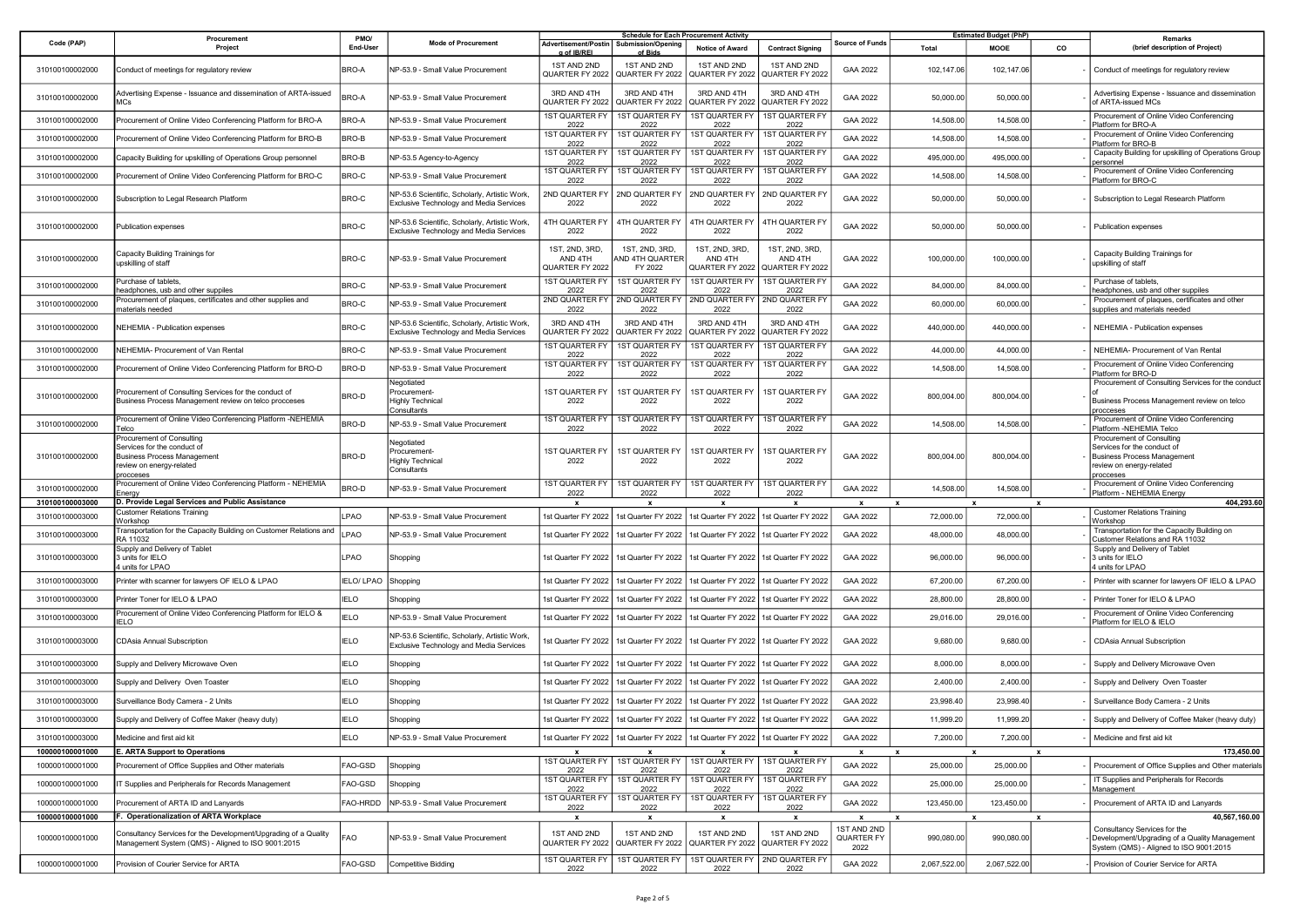| Code (PAP) | Procurement Project | PMO/ End-User | Mode of Procurement | Schedule for Each Procurement Activity | | | | Source of Funds | Estimated Budget (PhP) | | | Remarks (brief description of Project) |
|---|---|---|---|---|---|---|---|---|---|---|---|---|
| | | | | Advertisement/Posting of IB/REI | Submission/Opening of Bids | Notice of Award | Contract Signing | | Total | MOOE | CO | |
| 310100100002000 | Conduct of meetings for regulatory review | BRO-A | NP-53.9 - Small Value Procurement | 1ST AND 2ND QUARTER FY 2022 | 1ST AND 2ND QUARTER FY 2022 | 1ST AND 2ND QUARTER FY 2022 | 1ST AND 2ND QUARTER FY 2022 | GAA 2022 | 102,147.06 | 102,147.06 | - | Conduct of meetings for regulatory review |
| 310100100002000 | Advertising Expense - Issuance and dissemination of ARTA-issued MCs | BRO-A | NP-53.9 - Small Value Procurement | 3RD AND 4TH QUARTER FY 2022 | 3RD AND 4TH QUARTER FY 2022 | 3RD AND 4TH QUARTER FY 2022 | 3RD AND 4TH QUARTER FY 2022 | GAA 2022 | 50,000.00 | 50,000.00 | - | Advertising Expense - Issuance and dissemination of ARTA-issued MCs |
| 310100100002000 | Procurement of Online Video Conferencing Platform for BRO-A | BRO-A | NP-53.9 - Small Value Procurement | 1ST QUARTER FY 2022 | 1ST QUARTER FY 2022 | 1ST QUARTER FY 2022 | 1ST QUARTER FY 2022 | GAA 2022 | 14,508.00 | 14,508.00 | - | Procurement of Online Video Conferencing Platform for BRO-A |
| 310100100002000 | Procurement of Online Video Conferencing Platform for BRO-B | BRO-B | NP-53.9 - Small Value Procurement | 1ST QUARTER FY 2022 | 1ST QUARTER FY 2022 | 1ST QUARTER FY 2022 | 1ST QUARTER FY 2022 | GAA 2022 | 14,508.00 | 14,508.00 | - | Procurement of Online Video Conferencing Platform for BRO-B |
| 310100100002000 | Capacity Building for upskilling of Operations Group personnel | BRO-B | NP-53.5 Agency-to-Agency | 1ST QUARTER FY 2022 | 1ST QUARTER FY 2022 | 1ST QUARTER FY 2022 | 1ST QUARTER FY 2022 | GAA 2022 | 495,000.00 | 495,000.00 | - | Capacity Building for upskilling of Operations Group personnel |
| 310100100002000 | Procurement of Online Video Conferencing Platform for BRO-C | BRO-C | NP-53.9 - Small Value Procurement | 1ST QUARTER FY 2022 | 1ST QUARTER FY 2022 | 1ST QUARTER FY 2022 | 1ST QUARTER FY 2022 | GAA 2022 | 14,508.00 | 14,508.00 | - | Procurement of Online Video Conferencing Platform for BRO-C |
| 310100100002000 | Subscription to Legal Research Platform | BRO-C | NP-53.6 Scientific, Scholarly, Artistic Work, Exclusive Technology and Media Services | 2ND QUARTER FY 2022 | 2ND QUARTER FY 2022 | 2ND QUARTER FY 2022 | 2ND QUARTER FY 2022 | GAA 2022 | 50,000.00 | 50,000.00 | - | Subscription to Legal Research Platform |
| 310100100002000 | Publication expenses | BRO-C | NP-53.6 Scientific, Scholarly, Artistic Work, Exclusive Technology and Media Services | 4TH QUARTER FY 2022 | 4TH QUARTER FY 2022 | 4TH QUARTER FY 2022 | 4TH QUARTER FY 2022 | GAA 2022 | 50,000.00 | 50,000.00 | - | Publication expenses |
| 310100100002000 | Capacity Building Trainings for upskilling of staff | BRO-C | NP-53.9 - Small Value Procurement | 1ST, 2ND, 3RD, AND 4TH QUARTER FY 2022 | 1ST, 2ND, 3RD, AND 4TH QUARTER FY 2022 | 1ST, 2ND, 3RD, AND 4TH QUARTER FY 2022 | 1ST, 2ND, 3RD, AND 4TH QUARTER FY 2022 | GAA 2022 | 100,000.00 | 100,000.00 | - | Capacity Building Trainings for upskilling of staff |
| 310100100002000 | Purchase of tablets, headphones, usb and other suppiles | BRO-C | NP-53.9 - Small Value Procurement | 1ST QUARTER FY 2022 | 1ST QUARTER FY 2022 | 1ST QUARTER FY 2022 | 1ST QUARTER FY 2022 | GAA 2022 | 84,000.00 | 84,000.00 | - | Purchase of tablets, headphones, usb and other suppiles |
| 310100100002000 | Procurement of plaques, certificates and other supplies and materials needed | BRO-C | NP-53.9 - Small Value Procurement | 2ND QUARTER FY 2022 | 2ND QUARTER FY 2022 | 2ND QUARTER FY 2022 | 2ND QUARTER FY 2022 | GAA 2022 | 60,000.00 | 60,000.00 | - | Procurement of plaques, certificates and other supplies and materials needed |
| 310100100002000 | NEHEMIA - Publication expenses | BRO-C | NP-53.6 Scientific, Scholarly, Artistic Work, Exclusive Technology and Media Services | 3RD AND 4TH QUARTER FY 2022 | 3RD AND 4TH QUARTER FY 2022 | 3RD AND 4TH QUARTER FY 2022 | 3RD AND 4TH QUARTER FY 2022 | GAA 2022 | 440,000.00 | 440,000.00 | - | NEHEMIA - Publication expenses |
| 310100100002000 | NEHEMIA- Procurement of Van Rental | BRO-C | NP-53.9 - Small Value Procurement | 1ST QUARTER FY 2022 | 1ST QUARTER FY 2022 | 1ST QUARTER FY 2022 | 1ST QUARTER FY 2022 | GAA 2022 | 44,000.00 | 44,000.00 | - | NEHEMIA- Procurement of Van Rental |
| 310100100002000 | Procurement of Online Video Conferencing Platform for BRO-D | BRO-D | NP-53.9 - Small Value Procurement | 1ST QUARTER FY 2022 | 1ST QUARTER FY 2022 | 1ST QUARTER FY 2022 | 1ST QUARTER FY 2022 | GAA 2022 | 14,508.00 | 14,508.00 | - | Procurement of Online Video Conferencing Platform for BRO-D |
| 310100100002000 | Procurement of Consulting Services for the conduct of Business Process Management review on telco procceses | BRO-D | Negotiated Procurement- Highly Technical Consultants | 1ST QUARTER FY 2022 | 1ST QUARTER FY 2022 | 1ST QUARTER FY 2022 | 1ST QUARTER FY 2022 | GAA 2022 | 800,004.00 | 800,004.00 | - | Procurement of Consulting Services for the conduct of Business Process Management review on telco procceses |
| 310100100002000 | Procurement of Online Video Conferencing Platform -NEHEMIA Telco | BRO-D | NP-53.9 - Small Value Procurement | 1ST QUARTER FY 2022 | 1ST QUARTER FY 2022 | 1ST QUARTER FY 2022 | 1ST QUARTER FY 2022 | GAA 2022 | 14,508.00 | 14,508.00 | - | Procurement of Online Video Conferencing Platform -NEHEMIA Telco |
| 310100100002000 | Procurement of Consulting Services for the conduct of Business Process Management review on energy-related procceses | BRO-D | Negotiated Procurement- Highly Technical Consultants | 1ST QUARTER FY 2022 | 1ST QUARTER FY 2022 | 1ST QUARTER FY 2022 | 1ST QUARTER FY 2022 | GAA 2022 | 800,004.00 | 800,004.00 | - | Procurement of Consulting Services for the conduct of Business Process Management review on energy-related procceses |
| 310100100002000 | Procurement of Online Video Conferencing Platform - NEHEMIA Energy | BRO-D | NP-53.9 - Small Value Procurement | 1ST QUARTER FY 2022 | 1ST QUARTER FY 2022 | 1ST QUARTER FY 2022 | 1ST QUARTER FY 2022 | GAA 2022 | 14,508.00 | 14,508.00 | - | Procurement of Online Video Conferencing Platform - NEHEMIA Energy |
| **310100100003000** | **D. Provide Legal Services and Public Assistance** | | | x | x | x | x | x | x | x | x | **404,293.60** |
| 310100100003000 | Customer Relations Training Workshop | LPAO | NP-53.9 - Small Value Procurement | 1st Quarter FY 2022 | 1st Quarter FY 2022 | 1st Quarter FY 2022 | 1st Quarter FY 2022 | GAA 2022 | 72,000.00 | 72,000.00 | - | Customer Relations Training Workshop |
| 310100100003000 | Transportation for the Capacity Building on Customer Relations and RA 11032 | LPAO | NP-53.9 - Small Value Procurement | 1st Quarter FY 2022 | 1st Quarter FY 2022 | 1st Quarter FY 2022 | 1st Quarter FY 2022 | GAA 2022 | 48,000.00 | 48,000.00 | - | Transportation for the Capacity Building on Customer Relations and RA 11032 |
| 310100100003000 | Supply and Delivery of Tablet 3 units for IELO 4 units for LPAO | LPAO | Shopping | 1st Quarter FY 2022 | 1st Quarter FY 2022 | 1st Quarter FY 2022 | 1st Quarter FY 2022 | GAA 2022 | 96,000.00 | 96,000.00 | - | Supply and Delivery of Tablet 3 units for IELO 4 units for LPAO |
| 310100100003000 | Printer with scanner for lawyers OF IELO & LPAO | IELO/ LPAO | Shopping | 1st Quarter FY 2022 | 1st Quarter FY 2022 | 1st Quarter FY 2022 | 1st Quarter FY 2022 | GAA 2022 | 67,200.00 | 67,200.00 | - | Printer with scanner for lawyers OF IELO & LPAO |
| 310100100003000 | Printer Toner for IELO & LPAO | IELO | Shopping | 1st Quarter FY 2022 | 1st Quarter FY 2022 | 1st Quarter FY 2022 | 1st Quarter FY 2022 | GAA 2022 | 28,800.00 | 28,800.00 | - | Printer Toner for IELO & LPAO |
| 310100100003000 | Procurement of Online Video Conferencing Platform for IELO & IELO | IELO | NP-53.9 - Small Value Procurement | 1st Quarter FY 2022 | 1st Quarter FY 2022 | 1st Quarter FY 2022 | 1st Quarter FY 2022 | GAA 2022 | 29,016.00 | 29,016.00 | - | Procurement of Online Video Conferencing Platform for IELO & IELO |
| 310100100003000 | CDAsia Annual Subscription | IELO | NP-53.6 Scientific, Scholarly, Artistic Work, Exclusive Technology and Media Services | 1st Quarter FY 2022 | 1st Quarter FY 2022 | 1st Quarter FY 2022 | 1st Quarter FY 2022 | GAA 2022 | 9,680.00 | 9,680.00 | - | CDAsia Annual Subscription |
| 310100100003000 | Supply and Delivery Microwave Oven | IELO | Shopping | 1st Quarter FY 2022 | 1st Quarter FY 2022 | 1st Quarter FY 2022 | 1st Quarter FY 2022 | GAA 2022 | 8,000.00 | 8,000.00 | - | Supply and Delivery Microwave Oven |
| 310100100003000 | Supply and Delivery Oven Toaster | IELO | Shopping | 1st Quarter FY 2022 | 1st Quarter FY 2022 | 1st Quarter FY 2022 | 1st Quarter FY 2022 | GAA 2022 | 2,400.00 | 2,400.00 | - | Supply and Delivery Oven Toaster |
| 310100100003000 | Surveillance Body Camera - 2 Units | IELO | Shopping | 1st Quarter FY 2022 | 1st Quarter FY 2022 | 1st Quarter FY 2022 | 1st Quarter FY 2022 | GAA 2022 | 23,998.40 | 23,998.40 | - | Surveillance Body Camera - 2 Units |
| 310100100003000 | Supply and Delivery of Coffee Maker (heavy duty) | IELO | Shopping | 1st Quarter FY 2022 | 1st Quarter FY 2022 | 1st Quarter FY 2022 | 1st Quarter FY 2022 | GAA 2022 | 11,999.20 | 11,999.20 | - | Supply and Delivery of Coffee Maker (heavy duty) |
| 310100100003000 | Medicine and first aid kit | IELO | NP-53.9 - Small Value Procurement | 1st Quarter FY 2022 | 1st Quarter FY 2022 | 1st Quarter FY 2022 | 1st Quarter FY 2022 | GAA 2022 | 7,200.00 | 7,200.00 | - | Medicine and first aid kit |
| **100000100001000** | **E. ARTA Support to Operations** | | | x | x | x | x | x | x | x | x | **173,450.00** |
| 100000100001000 | Procurement of Office Supplies and Other materials | FAO-GSD | Shopping | 1ST QUARTER FY 2022 | 1ST QUARTER FY 2022 | 1ST QUARTER FY 2022 | 1ST QUARTER FY 2022 | GAA 2022 | 25,000.00 | 25,000.00 | - | Procurement of Office Supplies and Other materials |
| 100000100001000 | IT Supplies and Peripherals for Records Management | FAO-GSD | Shopping | 1ST QUARTER FY 2022 | 1ST QUARTER FY 2022 | 1ST QUARTER FY 2022 | 1ST QUARTER FY 2022 | GAA 2022 | 25,000.00 | 25,000.00 | - | IT Supplies and Peripherals for Records Management |
| 100000100001000 | Procurement of ARTA ID and Lanyards | FAO-HRDD | NP-53.9 - Small Value Procurement | 1ST QUARTER FY 2022 | 1ST QUARTER FY 2022 | 1ST QUARTER FY 2022 | 1ST QUARTER FY 2022 | GAA 2022 | 123,450.00 | 123,450.00 | - | Procurement of ARTA ID and Lanyards |
| **100000100001000** | **F. Operationalization of ARTA Workplace** | | | x | x | x | x | x | x | x | x | **40,567,160.00** |
| 100000100001000 | Consultancy Services for the Development/Upgrading of a Quality Management System (QMS) - Aligned to ISO 9001:2015 | FAO | NP-53.9 - Small Value Procurement | 1ST AND 2ND QUARTER FY 2022 | 1ST AND 2ND QUARTER FY 2022 | 1ST AND 2ND QUARTER FY 2022 | 1ST AND 2ND QUARTER FY 2022 | 1ST AND 2ND QUARTER FY 2022 | 990,080.00 | 990,080.00 | - | Consultancy Services for the Development/Upgrading of a Quality Management System (QMS) - Aligned to ISO 9001:2015 |
| 100000100001000 | Provision of Courier Service for ARTA | FAO-GSD | Competitive Bidding | 1ST QUARTER FY 2022 | 1ST QUARTER FY 2022 | 1ST QUARTER FY 2022 | 2ND QUARTER FY 2022 | GAA 2022 | 2,067,522.00 | 2,067,522.00 | - | Provision of Courier Service for ARTA |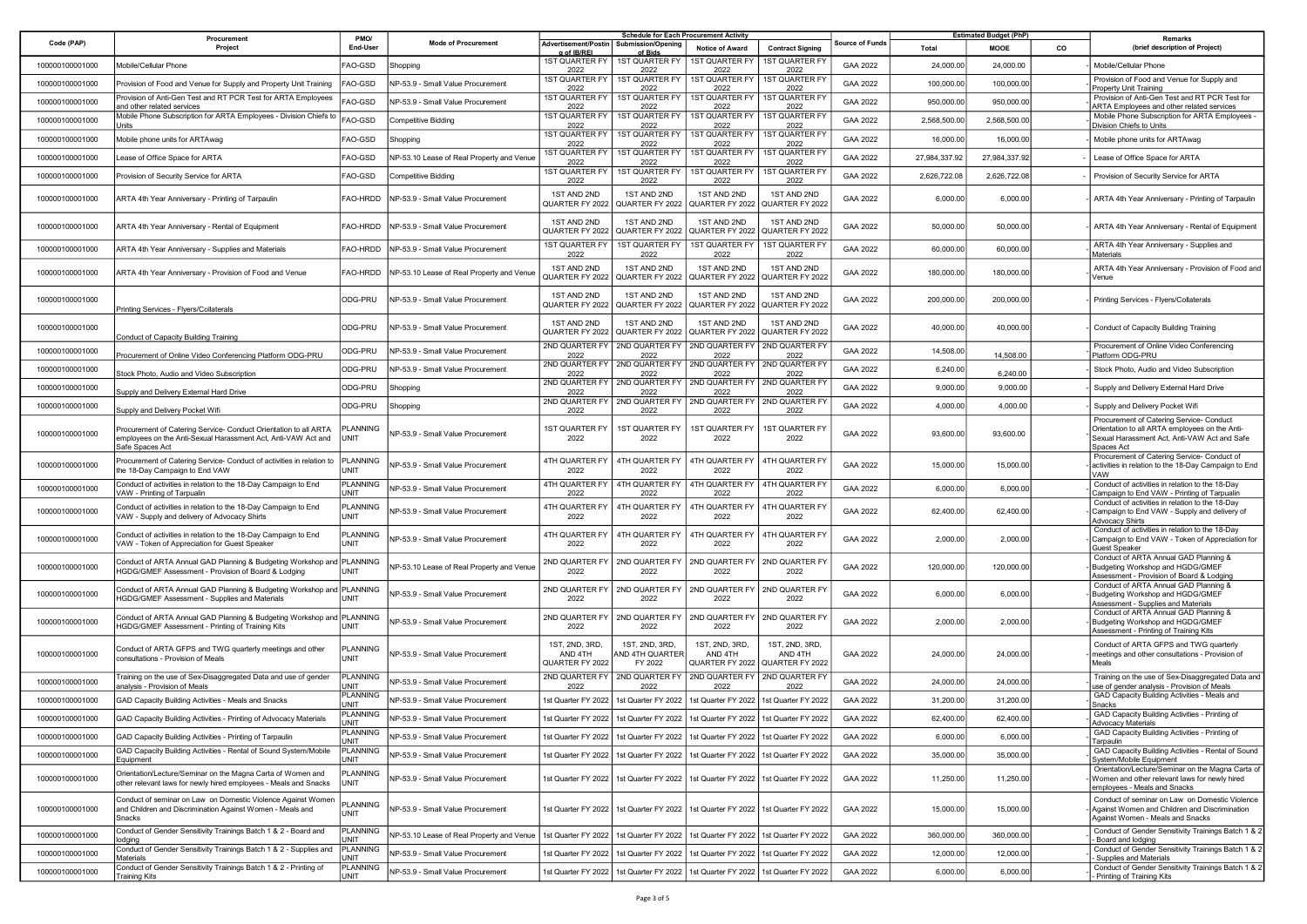| Code (PAP) | Procurement Project | PMO/ End-User | Mode of Procurement | Schedule for Each Procurement Activity | | | | Source of Funds | Estimated Budget (PhP) | | | Remarks (brief description of Project) |
|---|---|---|---|---|---|---|---|---|---|---|---|---|
| | | | | Advertisement/Posting of IB/REI | Submission/Opening of Bids | Notice of Award | Contract Signing | | Total | MOOE | CO | |
| 100000100001000 | Mobile/Cellular Phone | FAO-GSD | Shopping | 1ST QUARTER FY 2022 | 1ST QUARTER FY 2022 | 1ST QUARTER FY 2022 | 1ST QUARTER FY 2022 | GAA 2022 | 24,000.00 | 24,000.00 | - | Mobile/Cellular Phone |
| 100000100001000 | Provision of Food and Venue for Supply and Property Unit Training | FAO-GSD | NP-53.9 - Small Value Procurement | 1ST QUARTER FY 2022 | 1ST QUARTER FY 2022 | 1ST QUARTER FY 2022 | 1ST QUARTER FY 2022 | GAA 2022 | 100,000.00 | 100,000.00 | - | Provision of Food and Venue for Supply and Property Unit Training |
| 100000100001000 | Provision of Anti-Gen Test and RT PCR Test for ARTA Employees and other related services | FAO-GSD | NP-53.9 - Small Value Procurement | 1ST QUARTER FY 2022 | 1ST QUARTER FY 2022 | 1ST QUARTER FY 2022 | 1ST QUARTER FY 2022 | GAA 2022 | 950,000.00 | 950,000.00 | - | Provision of Anti-Gen Test and RT PCR Test for ARTA Employees and other related services |
| 100000100001000 | Mobile Phone Subscription for ARTA Employees - Division Chiefs to Units | FAO-GSD | Competitive Bidding | 1ST QUARTER FY 2022 | 1ST QUARTER FY 2022 | 1ST QUARTER FY 2022 | 1ST QUARTER FY 2022 | GAA 2022 | 2,568,500.00 | 2,568,500.00 | - | Mobile Phone Subscription for ARTA Employees - Division Chiefs to Units |
| 100000100001000 | Mobile phone units for ARTAwag | FAO-GSD | Shopping | 1ST QUARTER FY 2022 | 1ST QUARTER FY 2022 | 1ST QUARTER FY 2022 | 1ST QUARTER FY 2022 | GAA 2022 | 16,000.00 | 16,000.00 | - | Mobile phone units for ARTAwag |
| 100000100001000 | Lease of Office Space for ARTA | FAO-GSD | NP-53.10 Lease of Real Property and Venue | 1ST QUARTER FY 2022 | 1ST QUARTER FY 2022 | 1ST QUARTER FY 2022 | 1ST QUARTER FY 2022 | GAA 2022 | 27,984,337.92 | 27,984,337.92 | - | Lease of Office Space for ARTA |
| 100000100001000 | Provision of Security Service for ARTA | FAO-GSD | Competitive Bidding | 1ST QUARTER FY 2022 | 1ST QUARTER FY 2022 | 1ST QUARTER FY 2022 | 1ST QUARTER FY 2022 | GAA 2022 | 2,626,722.08 | 2,626,722.08 | - | Provision of Security Service for ARTA |
| 100000100001000 | ARTA 4th Year Anniversary - Printing of Tarpaulin | FAO-HRDD | NP-53.9 - Small Value Procurement | 1ST AND 2ND QUARTER FY 2022 | 1ST AND 2ND QUARTER FY 2022 | 1ST AND 2ND QUARTER FY 2022 | 1ST AND 2ND QUARTER FY 2022 | GAA 2022 | 6,000.00 | 6,000.00 | - | ARTA 4th Year Anniversary - Printing of Tarpaulin |
| 100000100001000 | ARTA 4th Year Anniversary - Rental of Equipment | FAO-HRDD | NP-53.9 - Small Value Procurement | 1ST AND 2ND QUARTER FY 2022 | 1ST AND 2ND QUARTER FY 2022 | 1ST AND 2ND QUARTER FY 2022 | 1ST AND 2ND QUARTER FY 2022 | GAA 2022 | 50,000.00 | 50,000.00 | - | ARTA 4th Year Anniversary - Rental of Equipment |
| 100000100001000 | ARTA 4th Year Anniversary - Supplies and Materials | FAO-HRDD | NP-53.9 - Small Value Procurement | 1ST QUARTER FY 2022 | 1ST QUARTER FY 2022 | 1ST QUARTER FY 2022 | 1ST QUARTER FY 2022 | GAA 2022 | 60,000.00 | 60,000.00 | - | ARTA 4th Year Anniversary - Supplies and Materials |
| 100000100001000 | ARTA 4th Year Anniversary - Provision of Food and Venue | FAO-HRDD | NP-53.10 Lease of Real Property and Venue | 1ST AND 2ND QUARTER FY 2022 | 1ST AND 2ND QUARTER FY 2022 | 1ST AND 2ND QUARTER FY 2022 | 1ST AND 2ND QUARTER FY 2022 | GAA 2022 | 180,000.00 | 180,000.00 | - | ARTA 4th Year Anniversary - Provision of Food and Venue |
| 100000100001000 | Printing Services - Flyers/Collaterals | ODG-PRU | NP-53.9 - Small Value Procurement | 1ST AND 2ND QUARTER FY 2022 | 1ST AND 2ND QUARTER FY 2022 | 1ST AND 2ND QUARTER FY 2022 | 1ST AND 2ND QUARTER FY 2022 | GAA 2022 | 200,000.00 | 200,000.00 | - | Printing Services - Flyers/Collaterals |
| 100000100001000 | Conduct of Capacity Building Training | ODG-PRU | NP-53.9 - Small Value Procurement | 1ST AND 2ND QUARTER FY 2022 | 1ST AND 2ND QUARTER FY 2022 | 1ST AND 2ND QUARTER FY 2022 | 1ST AND 2ND QUARTER FY 2022 | GAA 2022 | 40,000.00 | 40,000.00 | - | Conduct of Capacity Building Training |
| 100000100001000 | Procurement of Online Video Conferencing Platform ODG-PRU | ODG-PRU | NP-53.9 - Small Value Procurement | 2ND QUARTER FY 2022 | 2ND QUARTER FY 2022 | 2ND QUARTER FY 2022 | 2ND QUARTER FY 2022 | GAA 2022 | 14,508.00 | 14,508.00 | - | Procurement of Online Video Conferencing Platform ODG-PRU |
| 100000100001000 | Stock Photo, Audio and Video Subscription | ODG-PRU | NP-53.9 - Small Value Procurement | 2ND QUARTER FY 2022 | 2ND QUARTER FY 2022 | 2ND QUARTER FY 2022 | 2ND QUARTER FY 2022 | GAA 2022 | 6,240.00 | 6,240.00 | - | Stock Photo, Audio and Video Subscription |
| 100000100001000 | Supply and Delivery External Hard Drive | ODG-PRU | Shopping | 2ND QUARTER FY 2022 | 2ND QUARTER FY 2022 | 2ND QUARTER FY 2022 | 2ND QUARTER FY 2022 | GAA 2022 | 9,000.00 | 9,000.00 | - | Supply and Delivery External Hard Drive |
| 100000100001000 | Supply and Delivery Pocket Wifi | ODG-PRU | Shopping | 2ND QUARTER FY 2022 | 2ND QUARTER FY 2022 | 2ND QUARTER FY 2022 | 2ND QUARTER FY 2022 | GAA 2022 | 4,000.00 | 4,000.00 | - | Supply and Delivery Pocket Wifi |
| 100000100001000 | Procurement of Catering Service- Conduct Orientation to all ARTA employees on the Anti-Sexual Harassment Act, Anti-VAW Act and Safe Spaces Act | PLANNING UNIT | NP-53.9 - Small Value Procurement | 1ST QUARTER FY 2022 | 1ST QUARTER FY 2022 | 1ST QUARTER FY 2022 | 1ST QUARTER FY 2022 | GAA 2022 | 93,600.00 | 93,600.00 | - | Procurement of Catering Service- Conduct Orientation to all ARTA employees on the Anti-Sexual Harassment Act, Anti-VAW Act and Safe Spaces Act |
| 100000100001000 | Procurement of Catering Service- Conduct of activities in relation to the 18-Day Campaign to End VAW | PLANNING UNIT | NP-53.9 - Small Value Procurement | 4TH QUARTER FY 2022 | 4TH QUARTER FY 2022 | 4TH QUARTER FY 2022 | 4TH QUARTER FY 2022 | GAA 2022 | 15,000.00 | 15,000.00 | - | Procurement of Catering Service- Conduct of activities in relation to the 18-Day Campaign to End VAW |
| 100000100001000 | Conduct of activities in relation to the 18-Day Campaign to End VAW - Printing of Tarpaulin | PLANNING UNIT | NP-53.9 - Small Value Procurement | 4TH QUARTER FY 2022 | 4TH QUARTER FY 2022 | 4TH QUARTER FY 2022 | 4TH QUARTER FY 2022 | GAA 2022 | 6,000.00 | 6,000.00 | - | Conduct of activities in relation to the 18-Day Campaign to End VAW - Printing of Tarpaulin |
| 100000100001000 | Conduct of activities in relation to the 18-Day Campaign to End VAW - Supply and delivery of Advocacy Shirts | PLANNING UNIT | NP-53.9 - Small Value Procurement | 4TH QUARTER FY 2022 | 4TH QUARTER FY 2022 | 4TH QUARTER FY 2022 | 4TH QUARTER FY 2022 | GAA 2022 | 62,400.00 | 62,400.00 | - | Conduct of activities in relation to the 18-Day Campaign to End VAW - Supply and delivery of Advocacy Shirts |
| 100000100001000 | Conduct of activities in relation to the 18-Day Campaign to End VAW - Token of Appreciation for Guest Speaker | PLANNING UNIT | NP-53.9 - Small Value Procurement | 4TH QUARTER FY 2022 | 4TH QUARTER FY 2022 | 4TH QUARTER FY 2022 | 4TH QUARTER FY 2022 | GAA 2022 | 2,000.00 | 2,000.00 | - | Conduct of activities in relation to the 18-Day Campaign to End VAW - Token of Appreciation for Guest Speaker |
| 100000100001000 | Conduct of ARTA Annual GAD Planning & Budgeting Workshop and HGDG/GMEF Assessment - Provision of Board & Lodging | PLANNING UNIT | NP-53.10 Lease of Real Property and Venue | 2ND QUARTER FY 2022 | 2ND QUARTER FY 2022 | 2ND QUARTER FY 2022 | 2ND QUARTER FY 2022 | GAA 2022 | 120,000.00 | 120,000.00 | - | Conduct of ARTA Annual GAD Planning & Budgeting Workshop and HGDG/GMEF Assessment - Provision of Board & Lodging |
| 100000100001000 | Conduct of ARTA Annual GAD Planning & Budgeting Workshop and HGDG/GMEF Assessment - Supplies and Materials | PLANNING UNIT | NP-53.9 - Small Value Procurement | 2ND QUARTER FY 2022 | 2ND QUARTER FY 2022 | 2ND QUARTER FY 2022 | 2ND QUARTER FY 2022 | GAA 2022 | 6,000.00 | 6,000.00 | - | Conduct of ARTA Annual GAD Planning & Budgeting Workshop and HGDG/GMEF Assessment - Supplies and Materials |
| 100000100001000 | Conduct of ARTA Annual GAD Planning & Budgeting Workshop and HGDG/GMEF Assessment - Printing of Training Kits | PLANNING UNIT | NP-53.9 - Small Value Procurement | 2ND QUARTER FY 2022 | 2ND QUARTER FY 2022 | 2ND QUARTER FY 2022 | 2ND QUARTER FY 2022 | GAA 2022 | 2,000.00 | 2,000.00 | - | Conduct of ARTA Annual GAD Planning & Budgeting Workshop and HGDG/GMEF Assessment - Printing of Training Kits |
| 100000100001000 | Conduct of ARTA GFPS and TWG quarterly meetings and other consultations - Provision of Meals | PLANNING UNIT | NP-53.9 - Small Value Procurement | 1ST, 2ND, 3RD, AND 4TH QUARTER FY 2022 | 1ST, 2ND, 3RD, AND 4TH QUARTER FY 2022 | 1ST, 2ND, 3RD, AND 4TH QUARTER FY 2022 | 1ST, 2ND, 3RD, AND 4TH QUARTER FY 2022 | GAA 2022 | 24,000.00 | 24,000.00 | - | Conduct of ARTA GFPS and TWG quarterly meetings and other consultations - Provision of Meals |
| 100000100001000 | Training on the use of Sex-Disaggregated Data and use of gender analysis - Provision of Meals | PLANNING UNIT | NP-53.9 - Small Value Procurement | 2ND QUARTER FY 2022 | 2ND QUARTER FY 2022 | 2ND QUARTER FY 2022 | 2ND QUARTER FY 2022 | GAA 2022 | 24,000.00 | 24,000.00 | - | Training on the use of Sex-Disaggregated Data and use of gender analysis - Provision of Meals |
| 100000100001000 | GAD Capacity Building Activities - Meals and Snacks | PLANNING UNIT | NP-53.9 - Small Value Procurement | 1st Quarter FY 2022 | 1st Quarter FY 2022 | 1st Quarter FY 2022 | 1st Quarter FY 2022 | GAA 2022 | 31,200.00 | 31,200.00 | - | GAD Capacity Building Activities - Meals and Snacks |
| 100000100001000 | GAD Capacity Building Activities - Printing of Advocacy Materials | PLANNING UNIT | NP-53.9 - Small Value Procurement | 1st Quarter FY 2022 | 1st Quarter FY 2022 | 1st Quarter FY 2022 | 1st Quarter FY 2022 | GAA 2022 | 62,400.00 | 62,400.00 | - | GAD Capacity Building Activities - Printing of Advocacy Materials |
| 100000100001000 | GAD Capacity Building Activities - Printing of Tarpaulin | PLANNING UNIT | NP-53.9 - Small Value Procurement | 1st Quarter FY 2022 | 1st Quarter FY 2022 | 1st Quarter FY 2022 | 1st Quarter FY 2022 | GAA 2022 | 6,000.00 | 6,000.00 | - | GAD Capacity Building Activities - Printing of Tarpaulin |
| 100000100001000 | GAD Capacity Building Activities - Rental of Sound System/Mobile Equipment | PLANNING UNIT | NP-53.9 - Small Value Procurement | 1st Quarter FY 2022 | 1st Quarter FY 2022 | 1st Quarter FY 2022 | 1st Quarter FY 2022 | GAA 2022 | 35,000.00 | 35,000.00 | - | GAD Capacity Building Activities - Rental of Sound System/Mobile Equipment |
| 100000100001000 | Orientation/Lecture/Seminar on the Magna Carta of Women and other relevant laws for newly hired employees - Meals and Snacks | PLANNING UNIT | NP-53.9 - Small Value Procurement | 1st Quarter FY 2022 | 1st Quarter FY 2022 | 1st Quarter FY 2022 | 1st Quarter FY 2022 | GAA 2022 | 11,250.00 | 11,250.00 | - | Orientation/Lecture/Seminar on the Magna Carta of Women and other relevant laws for newly hired employees - Meals and Snacks |
| 100000100001000 | Conduct of seminar on Law on Domestic Violence Against Women and Children and Discrimination Against Women - Meals and Snacks | PLANNING UNIT | NP-53.9 - Small Value Procurement | 1st Quarter FY 2022 | 1st Quarter FY 2022 | 1st Quarter FY 2022 | 1st Quarter FY 2022 | GAA 2022 | 15,000.00 | 15,000.00 | - | Conduct of seminar on Law on Domestic Violence Against Women and Children and Discrimination Against Women - Meals and Snacks |
| 100000100001000 | Conduct of Gender Sensitivity Trainings Batch 1 & 2 - Board and lodging | PLANNING UNIT | NP-53.10 Lease of Real Property and Venue | 1st Quarter FY 2022 | 1st Quarter FY 2022 | 1st Quarter FY 2022 | 1st Quarter FY 2022 | GAA 2022 | 360,000.00 | 360,000.00 | - | Conduct of Gender Sensitivity Trainings Batch 1 & 2 - Board and lodging |
| 100000100001000 | Conduct of Gender Sensitivity Trainings Batch 1 & 2 - Supplies and Materials | PLANNING UNIT | NP-53.9 - Small Value Procurement | 1st Quarter FY 2022 | 1st Quarter FY 2022 | 1st Quarter FY 2022 | 1st Quarter FY 2022 | GAA 2022 | 12,000.00 | 12,000.00 | - | Conduct of Gender Sensitivity Trainings Batch 1 & 2 - Supplies and Materials |
| 100000100001000 | Conduct of Gender Sensitivity Trainings Batch 1 & 2 - Printing of Training Kits | PLANNING UNIT | NP-53.9 - Small Value Procurement | 1st Quarter FY 2022 | 1st Quarter FY 2022 | 1st Quarter FY 2022 | 1st Quarter FY 2022 | GAA 2022 | 6,000.00 | 6,000.00 | - | Conduct of Gender Sensitivity Trainings Batch 1 & 2 - Printing of Training Kits |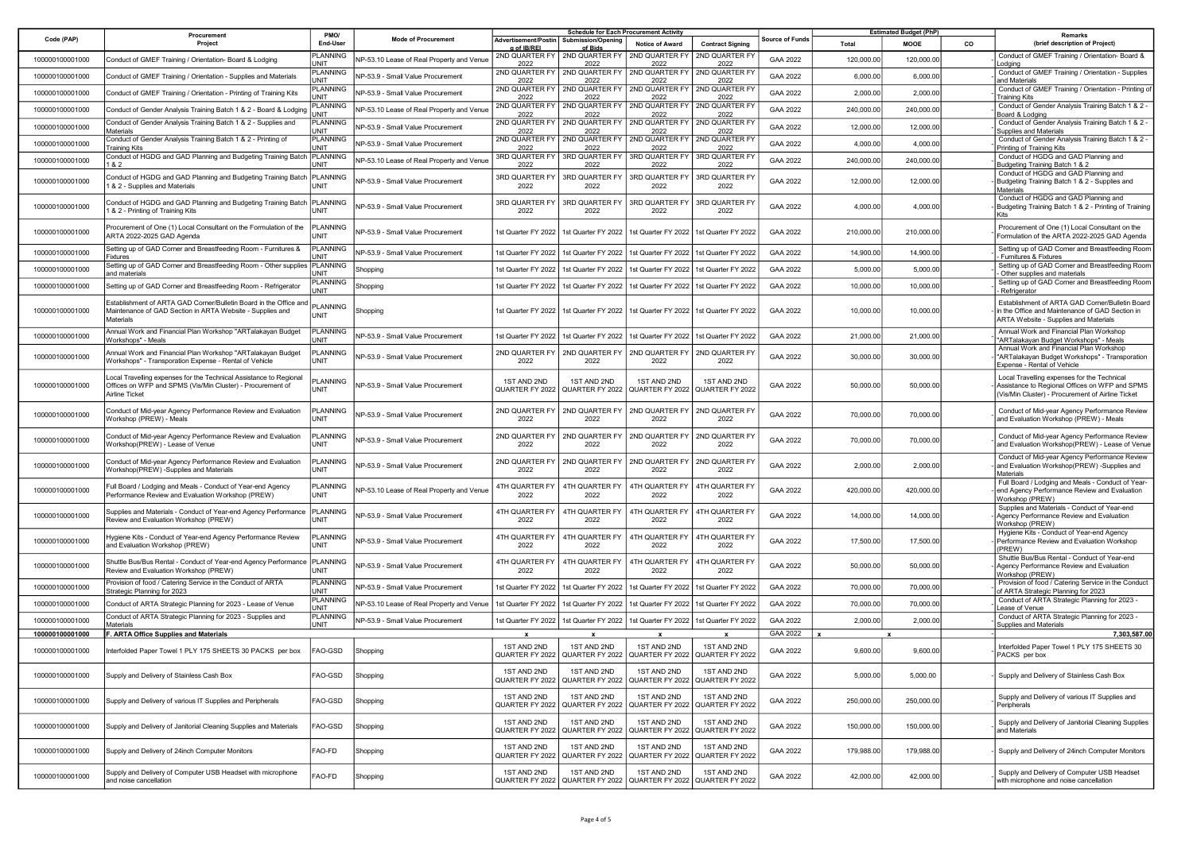| Code (PAP) | Procurement Project | PMO/ End-User | Mode of Procurement | Schedule for Each Procurement Activity | | | | Source of Funds | Estimated Budget (PhP) | | | Remarks (brief description of Project) |
|---|---|---|---|---|---|---|---|---|---|---|---|---|
| | | | | Advertisement/Posting of IB/REI | Submission/Opening of Bids | Notice of Award | Contract Signing | | Total | MOOE | CO | |
| 100000100001000 | Conduct of GMEF Training / Orientation- Board & Lodging | PLANNING UNIT | NP-53.10 Lease of Real Property and Venue | 2ND QUARTER FY 2022 | 2ND QUARTER FY 2022 | 2ND QUARTER FY 2022 | 2ND QUARTER FY 2022 | GAA 2022 | 120,000.00 | 120,000.00 | - | Conduct of GMEF Training / Orientation- Board & Lodging |
| 100000100001000 | Conduct of GMEF Training / Orientation - Supplies and Materials | PLANNING UNIT | NP-53.9 - Small Value Procurement | 2ND QUARTER FY 2022 | 2ND QUARTER FY 2022 | 2ND QUARTER FY 2022 | 2ND QUARTER FY 2022 | GAA 2022 | 6,000.00 | 6,000.00 | - | Conduct of GMEF Training / Orientation - Supplies and Materials |
| 100000100001000 | Conduct of GMEF Training / Orientation - Printing of Training Kits | PLANNING UNIT | NP-53.9 - Small Value Procurement | 2ND QUARTER FY 2022 | 2ND QUARTER FY 2022 | 2ND QUARTER FY 2022 | 2ND QUARTER FY 2022 | GAA 2022 | 2,000.00 | 2,000.00 | - | Conduct of GMEF Training / Orientation - Printing of Training Kits |
| 100000100001000 | Conduct of Gender Analysis Training Batch 1 & 2 - Board & Lodging | PLANNING UNIT | NP-53.10 Lease of Real Property and Venue | 2ND QUARTER FY 2022 | 2ND QUARTER FY 2022 | 2ND QUARTER FY 2022 | 2ND QUARTER FY 2022 | GAA 2022 | 240,000.00 | 240,000.00 | - | Conduct of Gender Analysis Training Batch 1 & 2 - Board & Lodging |
| 100000100001000 | Conduct of Gender Analysis Training Batch 1 & 2 - Supplies and Materials | PLANNING UNIT | NP-53.9 - Small Value Procurement | 2ND QUARTER FY 2022 | 2ND QUARTER FY 2022 | 2ND QUARTER FY 2022 | 2ND QUARTER FY 2022 | GAA 2022 | 12,000.00 | 12,000.00 | - | Conduct of Gender Analysis Training Batch 1 & 2 - Supplies and Materials |
| 100000100001000 | Conduct of Gender Analysis Training Batch 1 & 2 - Printing of Training Kits | PLANNING UNIT | NP-53.9 - Small Value Procurement | 2ND QUARTER FY 2022 | 2ND QUARTER FY 2022 | 2ND QUARTER FY 2022 | 2ND QUARTER FY 2022 | GAA 2022 | 4,000.00 | 4,000.00 | - | Conduct of Gender Analysis Training Batch 1 & 2 - Printing of Training Kits |
| 100000100001000 | Conduct of HGDG and GAD Planning and Budgeting Training Batch 1 & 2 | PLANNING UNIT | NP-53.10 Lease of Real Property and Venue | 3RD QUARTER FY 2022 | 3RD QUARTER FY 2022 | 3RD QUARTER FY 2022 | 3RD QUARTER FY 2022 | GAA 2022 | 240,000.00 | 240,000.00 | - | Conduct of HGDG and GAD Planning and Budgeting Training Batch 1 & 2 |
| 100000100001000 | Conduct of HGDG and GAD Planning and Budgeting Training Batch 1 & 2 - Supplies and Materials | PLANNING UNIT | NP-53.9 - Small Value Procurement | 3RD QUARTER FY 2022 | 3RD QUARTER FY 2022 | 3RD QUARTER FY 2022 | 3RD QUARTER FY 2022 | GAA 2022 | 12,000.00 | 12,000.00 | - | Conduct of HGDG and GAD Planning and Budgeting Training Batch 1 & 2 - Supplies and Materials |
| 100000100001000 | Conduct of HGDG and GAD Planning and Budgeting Training Batch 1 & 2 - Printing of Training Kits | PLANNING UNIT | NP-53.9 - Small Value Procurement | 3RD QUARTER FY 2022 | 3RD QUARTER FY 2022 | 3RD QUARTER FY 2022 | 3RD QUARTER FY 2022 | GAA 2022 | 4,000.00 | 4,000.00 | - | Conduct of HGDG and GAD Planning and Budgeting Training Batch 1 & 2 - Printing of Training Kits |
| 100000100001000 | Procurement of One (1) Local Consultant on the Formulation of the ARTA 2022-2025 GAD Agenda | PLANNING UNIT | NP-53.9 - Small Value Procurement | 1st Quarter FY 2022 | 1st Quarter FY 2022 | 1st Quarter FY 2022 | 1st Quarter FY 2022 | GAA 2022 | 210,000.00 | 210,000.00 | - | Procurement of One (1) Local Consultant on the Formulation of the ARTA 2022-2025 GAD Agenda |
| 100000100001000 | Setting up of GAD Corner and Breastfeeding Room - Furnitures & Fixtures | PLANNING UNIT | NP-53.9 - Small Value Procurement | 1st Quarter FY 2022 | 1st Quarter FY 2022 | 1st Quarter FY 2022 | 1st Quarter FY 2022 | GAA 2022 | 14,900.00 | 14,900.00 | - | Setting up of GAD Corner and Breastfeeding Room - Furnitures & Fixtures |
| 100000100001000 | Setting up of GAD Corner and Breastfeeding Room - Other supplies and materials | PLANNING UNIT | Shopping | 1st Quarter FY 2022 | 1st Quarter FY 2022 | 1st Quarter FY 2022 | 1st Quarter FY 2022 | GAA 2022 | 5,000.00 | 5,000.00 | - | Setting up of GAD Corner and Breastfeeding Room - Other supplies and materials |
| 100000100001000 | Setting up of GAD Corner and Breastfeeding Room - Refrigerator | PLANNING UNIT | Shopping | 1st Quarter FY 2022 | 1st Quarter FY 2022 | 1st Quarter FY 2022 | 1st Quarter FY 2022 | GAA 2022 | 10,000.00 | 10,000.00 | - | Setting up of GAD Corner and Breastfeeding Room - Refrigerator |
| 100000100001000 | Establishment of ARTA GAD Corner/Bulletin Board in the Office and Maintenance of GAD Section in ARTA Website - Supplies and Materials | PLANNING UNIT | Shopping | 1st Quarter FY 2022 | 1st Quarter FY 2022 | 1st Quarter FY 2022 | 1st Quarter FY 2022 | GAA 2022 | 10,000.00 | 10,000.00 | - | Establishment of ARTA GAD Corner/Bulletin Board in the Office and Maintenance of GAD Section in ARTA Website - Supplies and Materials |
| 100000100001000 | Annual Work and Financial Plan Workshop "ARTalakayan Budget Workshops" - Meals | PLANNING UNIT | NP-53.9 - Small Value Procurement | 1st Quarter FY 2022 | 1st Quarter FY 2022 | 1st Quarter FY 2022 | 1st Quarter FY 2022 | GAA 2022 | 21,000.00 | 21,000.00 | - | Annual Work and Financial Plan Workshop "ARTalakayan Budget Workshops" - Meals |
| 100000100001000 | Annual Work and Financial Plan Workshop "ARTalakayan Budget Workshops" - Transporation Expense - Rental of Vehicle | PLANNING UNIT | NP-53.9 - Small Value Procurement | 2ND QUARTER FY 2022 | 2ND QUARTER FY 2022 | 2ND QUARTER FY 2022 | 2ND QUARTER FY 2022 | GAA 2022 | 30,000.00 | 30,000.00 | - | Annual Work and Financial Plan Workshop "ARTalakayan Budget Workshops" - Transporation Expense - Rental of Vehicle |
| 100000100001000 | Local Travelling expenses for the Technical Assistance to Regional Offices on WFP and SPMS (Vis/Min Cluster) - Procurement of Airline Ticket | PLANNING UNIT | NP-53.9 - Small Value Procurement | 1ST AND 2ND QUARTER FY 2022 | 1ST AND 2ND QUARTER FY 2022 | 1ST AND 2ND QUARTER FY 2022 | 1ST AND 2ND QUARTER FY 2022 | GAA 2022 | 50,000.00 | 50,000.00 | - | Local Travelling expenses for the Technical Assistance to Regional Offices on WFP and SPMS (Vis/Min Cluster) - Procurement of Airline Ticket |
| 100000100001000 | Conduct of Mid-year Agency Performance Review and Evaluation Workshop (PREW) - Meals | PLANNING UNIT | NP-53.9 - Small Value Procurement | 2ND QUARTER FY 2022 | 2ND QUARTER FY 2022 | 2ND QUARTER FY 2022 | 2ND QUARTER FY 2022 | GAA 2022 | 70,000.00 | 70,000.00 | - | Conduct of Mid-year Agency Performance Review and Evaluation Workshop (PREW) - Meals |
| 100000100001000 | Conduct of Mid-year Agency Performance Review and Evaluation Workshop(PREW) - Lease of Venue | PLANNING UNIT | NP-53.9 - Small Value Procurement | 2ND QUARTER FY 2022 | 2ND QUARTER FY 2022 | 2ND QUARTER FY 2022 | 2ND QUARTER FY 2022 | GAA 2022 | 70,000.00 | 70,000.00 | - | Conduct of Mid-year Agency Performance Review and Evaluation Workshop(PREW) - Lease of Venue |
| 100000100001000 | Conduct of Mid-year Agency Performance Review and Evaluation Workshop(PREW) -Supplies and Materials | PLANNING UNIT | NP-53.9 - Small Value Procurement | 2ND QUARTER FY 2022 | 2ND QUARTER FY 2022 | 2ND QUARTER FY 2022 | 2ND QUARTER FY 2022 | GAA 2022 | 2,000.00 | 2,000.00 | - | Conduct of Mid-year Agency Performance Review and Evaluation Workshop(PREW) -Supplies and Materials |
| 100000100001000 | Full Board / Lodging and Meals - Conduct of Year-end Agency Performance Review and Evaluation Workshop (PREW) | PLANNING UNIT | NP-53.10 Lease of Real Property and Venue | 4TH QUARTER FY 2022 | 4TH QUARTER FY 2022 | 4TH QUARTER FY 2022 | 4TH QUARTER FY 2022 | GAA 2022 | 420,000.00 | 420,000.00 | - | Full Board / Lodging and Meals - Conduct of Year-end Agency Performance Review and Evaluation Workshop (PREW) |
| 100000100001000 | Supplies and Materials - Conduct of Year-end Agency Performance Review and Evaluation Workshop (PREW) | PLANNING UNIT | NP-53.9 - Small Value Procurement | 4TH QUARTER FY 2022 | 4TH QUARTER FY 2022 | 4TH QUARTER FY 2022 | 4TH QUARTER FY 2022 | GAA 2022 | 14,000.00 | 14,000.00 | - | Supplies and Materials - Conduct of Year-end Agency Performance Review and Evaluation Workshop (PREW) |
| 100000100001000 | Hygiene Kits - Conduct of Year-end Agency Performance Review and Evaluation Workshop (PREW) | PLANNING UNIT | NP-53.9 - Small Value Procurement | 4TH QUARTER FY 2022 | 4TH QUARTER FY 2022 | 4TH QUARTER FY 2022 | 4TH QUARTER FY 2022 | GAA 2022 | 17,500.00 | 17,500.00 | - | Hygiene Kits - Conduct of Year-end Agency Performance Review and Evaluation Workshop (PREW) |
| 100000100001000 | Shuttle Bus/Bus Rental - Conduct of Year-end Agency Performance Review and Evaluation Workshop (PREW) | PLANNING UNIT | NP-53.9 - Small Value Procurement | 4TH QUARTER FY 2022 | 4TH QUARTER FY 2022 | 4TH QUARTER FY 2022 | 4TH QUARTER FY 2022 | GAA 2022 | 50,000.00 | 50,000.00 | - | Shuttle Bus/Bus Rental - Conduct of Year-end Agency Performance Review and Evaluation Workshop (PREW) |
| 100000100001000 | Provision of food / Catering Service in the Conduct of ARTA Strategic Planning for 2023 | PLANNING UNIT | NP-53.9 - Small Value Procurement | 1st Quarter FY 2022 | 1st Quarter FY 2022 | 1st Quarter FY 2022 | 1st Quarter FY 2022 | GAA 2022 | 70,000.00 | 70,000.00 | - | Provision of food / Catering Service in the Conduct of ARTA Strategic Planning for 2023 |
| 100000100001000 | Conduct of ARTA Strategic Planning for 2023 - Lease of Venue | PLANNING UNIT | NP-53.10 Lease of Real Property and Venue | 1st Quarter FY 2022 | 1st Quarter FY 2022 | 1st Quarter FY 2022 | 1st Quarter FY 2022 | GAA 2022 | 70,000.00 | 70,000.00 | - | Conduct of ARTA Strategic Planning for 2023 - Lease of Venue |
| 100000100001000 | Conduct of ARTA Strategic Planning for 2023 - Supplies and Materials | PLANNING UNIT | NP-53.9 - Small Value Procurement | 1st Quarter FY 2022 | 1st Quarter FY 2022 | 1st Quarter FY 2022 | 1st Quarter FY 2022 | GAA 2022 | 2,000.00 | 2,000.00 | - | Conduct of ARTA Strategic Planning for 2023 - Supplies and Materials |
| **100000100001000** | **F. ARTA Office Supplies and Materials** | | | x | x | x | x | GAA 2022 | x | x | | **7,303,587.00** |
| 100000100001000 | Interfolded Paper Towel 1 PLY 175 SHEETS 30 PACKS per box | FAO-GSD | Shopping | 1ST AND 2ND QUARTER FY 2022 | 1ST AND 2ND QUARTER FY 2022 | 1ST AND 2ND QUARTER FY 2022 | 1ST AND 2ND QUARTER FY 2022 | GAA 2022 | 9,600.00 | 9,600.00 | - | Interfolded Paper Towel 1 PLY 175 SHEETS 30 PACKS per box |
| 100000100001000 | Supply and Delivery of Stainless Cash Box | FAO-GSD | Shopping | 1ST AND 2ND QUARTER FY 2022 | 1ST AND 2ND QUARTER FY 2022 | 1ST AND 2ND QUARTER FY 2022 | 1ST AND 2ND QUARTER FY 2022 | GAA 2022 | 5,000.00 | 5,000.00 | - | Supply and Delivery of Stainless Cash Box |
| 100000100001000 | Supply and Delivery of various IT Supplies and Peripherals | FAO-GSD | Shopping | 1ST AND 2ND QUARTER FY 2022 | 1ST AND 2ND QUARTER FY 2022 | 1ST AND 2ND QUARTER FY 2022 | 1ST AND 2ND QUARTER FY 2022 | GAA 2022 | 250,000.00 | 250,000.00 | - | Supply and Delivery of various IT Supplies and Peripherals |
| 100000100001000 | Supply and Delivery of Janitorial Cleaning Supplies and Materials | FAO-GSD | Shopping | 1ST AND 2ND QUARTER FY 2022 | 1ST AND 2ND QUARTER FY 2022 | 1ST AND 2ND QUARTER FY 2022 | 1ST AND 2ND QUARTER FY 2022 | GAA 2022 | 150,000.00 | 150,000.00 | - | Supply and Delivery of Janitorial Cleaning Supplies and Materials |
| 100000100001000 | Supply and Delivery of 24inch Computer Monitors | FAO-FD | Shopping | 1ST AND 2ND QUARTER FY 2022 | 1ST AND 2ND QUARTER FY 2022 | 1ST AND 2ND QUARTER FY 2022 | 1ST AND 2ND QUARTER FY 2022 | GAA 2022 | 179,988.00 | 179,988.00 | - | Supply and Delivery of 24inch Computer Monitors |
| 100000100001000 | Supply and Delivery of Computer USB Headset with microphone and noise cancellation | FAO-FD | Shopping | 1ST AND 2ND QUARTER FY 2022 | 1ST AND 2ND QUARTER FY 2022 | 1ST AND 2ND QUARTER FY 2022 | 1ST AND 2ND QUARTER FY 2022 | GAA 2022 | 42,000.00 | 42,000.00 | - | Supply and Delivery of Computer USB Headset with microphone and noise cancellation |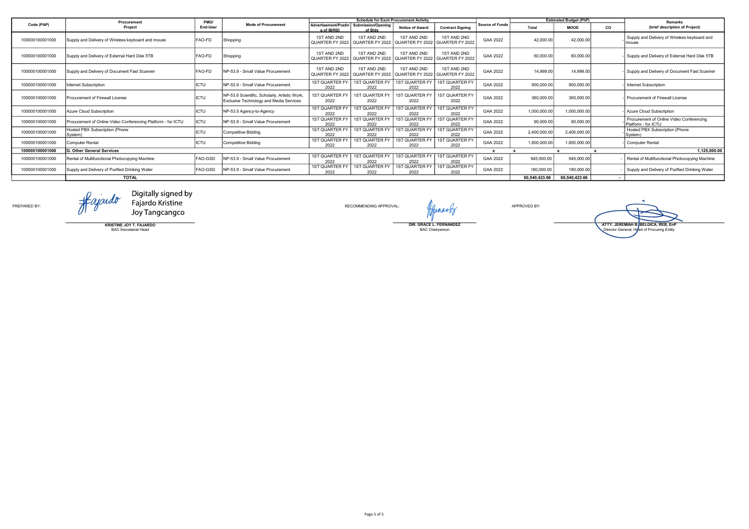| Code (PAP) | Procurement Project | PMO/ End-User | Mode of Procurement | Schedule for Each Procurement Activity | | | | Source of Funds | Estimated Budget (PhP) | | | Remarks (brief description of Project) |
|---|---|---|---|---|---|---|---|---|---|---|---|---|
| | | | | Advertisement/Posting of IB/REI | Submission/Opening of Bids | Notice of Award | Contract Signing | | Total | MOOE | CO | |
| 100000100001000 | Supply and Delivery of Wireless keyboard and mouse | FAO-FD | Shopping | 1ST AND 2ND QUARTER FY 2022 | 1ST AND 2ND QUARTER FY 2022 | 1ST AND 2ND QUARTER FY 2022 | 1ST AND 2ND QUARTER FY 2022 | GAA 2022 | 42,000.00 | 42,000.00 | - | Supply and Delivery of Wireless keyboard and mouse |
| 100000100001000 | Supply and Delivery of External Hard Disk 5TB | FAO-FD | Shopping | 1ST AND 2ND QUARTER FY 2022 | 1ST AND 2ND QUARTER FY 2022 | 1ST AND 2ND QUARTER FY 2022 | 1ST AND 2ND QUARTER FY 2022 | GAA 2022 | 60,000.00 | 60,000.00 | - | Supply and Delivery of External Hard Disk 5TB |
| 100000100001000 | Supply and Delivery of Document Fast Scanner | FAO-FD | NP-53.9 - Small Value Procurement | 1ST AND 2ND QUARTER FY 2022 | 1ST AND 2ND QUARTER FY 2022 | 1ST AND 2ND QUARTER FY 2022 | 1ST AND 2ND QUARTER FY 2022 | GAA 2022 | 14,999.00 | 14,999.00 | - | Supply and Delivery of Document Fast Scanner |
| 100000100001000 | Internet Subscription | ICTU | NP-53.9 - Small Value Procurement | 1ST QUARTER FY 2022 | 1ST QUARTER FY 2022 | 1ST QUARTER FY 2022 | 1ST QUARTER FY 2022 | GAA 2022 | 900,000.00 | 900,000.00 | - | Internet Subscription |
| 100000100001000 | Procurement of Firewall License | ICTU | NP-53.6 Scientific, Scholarly, Artistic Work, Exclusive Technology and Media Services | 1ST QUARTER FY 2022 | 1ST QUARTER FY 2022 | 1ST QUARTER FY 2022 | 1ST QUARTER FY 2022 | GAA 2022 | 360,000.00 | 360,000.00 | - | Procurement of Firewall License |
| 100000100001000 | Azure Cloud Subscription | ICTU | NP-53.5 Agency-to-Agency | 1ST QUARTER FY 2022 | 1ST QUARTER FY 2022 | 1ST QUARTER FY 2022 | 1ST QUARTER FY 2022 | GAA 2022 | 1,000,000.00 | 1,000,000.00 | - | Azure Cloud Subscription |
| 100000100001000 | Procurement of Online Video Conferencing Platform - for ICTU | ICTU | NP-53.9 - Small Value Procurement | 1ST QUARTER FY 2022 | 1ST QUARTER FY 2022 | 1ST QUARTER FY 2022 | 1ST QUARTER FY 2022 | GAA 2022 | 90,000.00 | 90,000.00 | - | Procurement of Online Video Conferencing Platform - for ICTU |
| 100000100001000 | Hosted PBX Subscription (Phone System) | ICTU | Competitive Bidding | 1ST QUARTER FY 2022 | 1ST QUARTER FY 2022 | 1ST QUARTER FY 2022 | 1ST QUARTER FY 2022 | GAA 2022 | 2,400,000.00 | 2,400,000.00 | - | Hosted PBX Subscription (Phone System) |
| 100000100001000 | Computer Rental | ICTU | Competitive Bidding | 1ST QUARTER FY 2022 | 1ST QUARTER FY 2022 | 1ST QUARTER FY 2022 | 1ST QUARTER FY 2022 | GAA 2022 | 1,800,000.00 | 1,800,000.00 | - | Computer Rental |
| **100000100001000** | **G. Other General Services** | | | | | | | x | x | x | x | **1,125,000.00** |
| 100000100001000 | Rental of Multifunctional Photocopying Machine | FAO-GSD | NP-53.9 - Small Value Procurement | 1ST QUARTER FY 2022 | 1ST QUARTER FY 2022 | 1ST QUARTER FY 2022 | 1ST QUARTER FY 2022 | GAA 2022 | 945,000.00 | 945,000.00 | - | Rental of Multifunctional Photocopying Machine |
| 100000100001000 | Supply and Delivery of Purified Drinking Water | FAO-GSD | NP-53.9 - Small Value Procurement | 1ST QUARTER FY 2022 | 1ST QUARTER FY 2022 | 1ST QUARTER FY 2022 | 1ST QUARTER FY 2022 | GAA 2022 | 180,000.00 | 180,000.00 | - | Supply and Delivery of Purified Drinking Water |
| | **TOTAL** | | | | | | | | **60,540,423.66** | **60,540,423.66** | - | |

PREPARED BY:

Digitally signed by Fajardo Kristine Joy Tangcangco

**KRISTINE JOY T. FAJARDO**
BAC Secretariat Head

RECOMMENDING APPROVAL:

**DIR. GRACE L. FERNANDEZ**
BAC Chairperson

APPROVED BY:

**ATTY. JEREMIAH B. BELGICA, REB, EnP**
Director General, Head of Procuring Entity